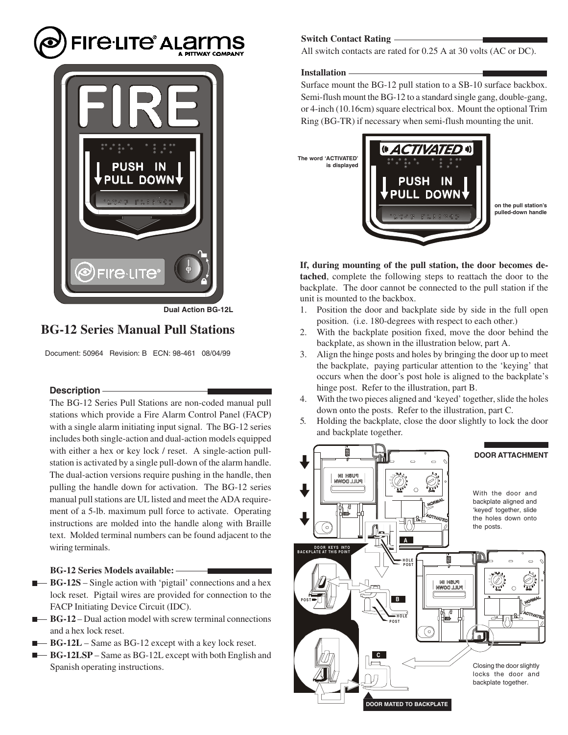Dual Action BG-12L

# BG-12 Series Manual Pull Stations

Document: 50964 Revision: B ECN: 98-461 08/04/99

## Description

The BG-12 Series Pull Stations are non-coded manual pull stations which provide a Fire Alarm Control Panel (FACP) with a single alarm initiating input signal. The BG-12 series includes both single-action and dual-action models equipped with either a hex or key lock / reset. A single-action pull-station is activated by a single pull-down of the alarm handle. The dual-action versions require pushing in the handle, then pulling the handle down for activation. The BG-12 series manual pull stations are UL listed and meet the ADA requirement of a 5-lb. maximum pull force to activate. Operating instructions are molded into the handle along with Braille text. Molded terminal numbers can be found adjacent to the wiring terminals.

### BG-12 Series Models available:

- **BG-12S** – Single action with 'pigtail' connections and a hex lock reset. Pigtail wires are provided for connection to the FACP Initiating Device Circuit (IDC).
- **BG-12** – Dual action model with screw terminal connections and a hex lock reset.
- **BG-12L** – Same as BG-12 except with a key lock reset.
- **BG-12LSP** – Same as BG-12L except with both English and Spanish operating instructions.

## Switch Contact Rating

All switch contacts are rated for 0.25 A at 30 volts (AC or DC).

## Installation

Surface mount the BG-12 pull station to a SB-10 surface backbox. Semi-flush mount the BG-12 to a standard single gang, double-gang, or 4-inch (10.16cm) square electrical box. Mount the optional Trim Ring (BG-TR) if necessary when semi-flush mounting the unit.

The word 'ACTIVATED' is displayed on the pull station's pulled-down handle

**If, during mounting of the pull station, the door becomes detached**, complete the following steps to reattach the door to the backplate. The door cannot be connected to the pull station if the unit is mounted to the backbox.

1. Position the door and backplate side by side in the full open position. (i.e. 180-degrees with respect to each other.)
2. With the backplate position fixed, move the door behind the backplate, as shown in the illustration below, part A.
3. Align the hinge posts and holes by bringing the door up to meet the backplate, paying particular attention to the 'keying' that occurs when the door's post hole is aligned to the backplate's hinge post. Refer to the illustration, part B.
4. With the two pieces aligned and 'keyed' together, slide the holes down onto the posts. Refer to the illustration, part C.
5. Holding the backplate, close the door slightly to lock the door and backplate together.

**DOOR ATTACHMENT**

With the door and backplate aligned and 'keyed' together, slide the holes down onto the posts.

DOOR KEYS INTO BACKPLATE AT THIS POINT

Closing the door slightly locks the door and backplate together.

DOOR MATED TO BACKPLATE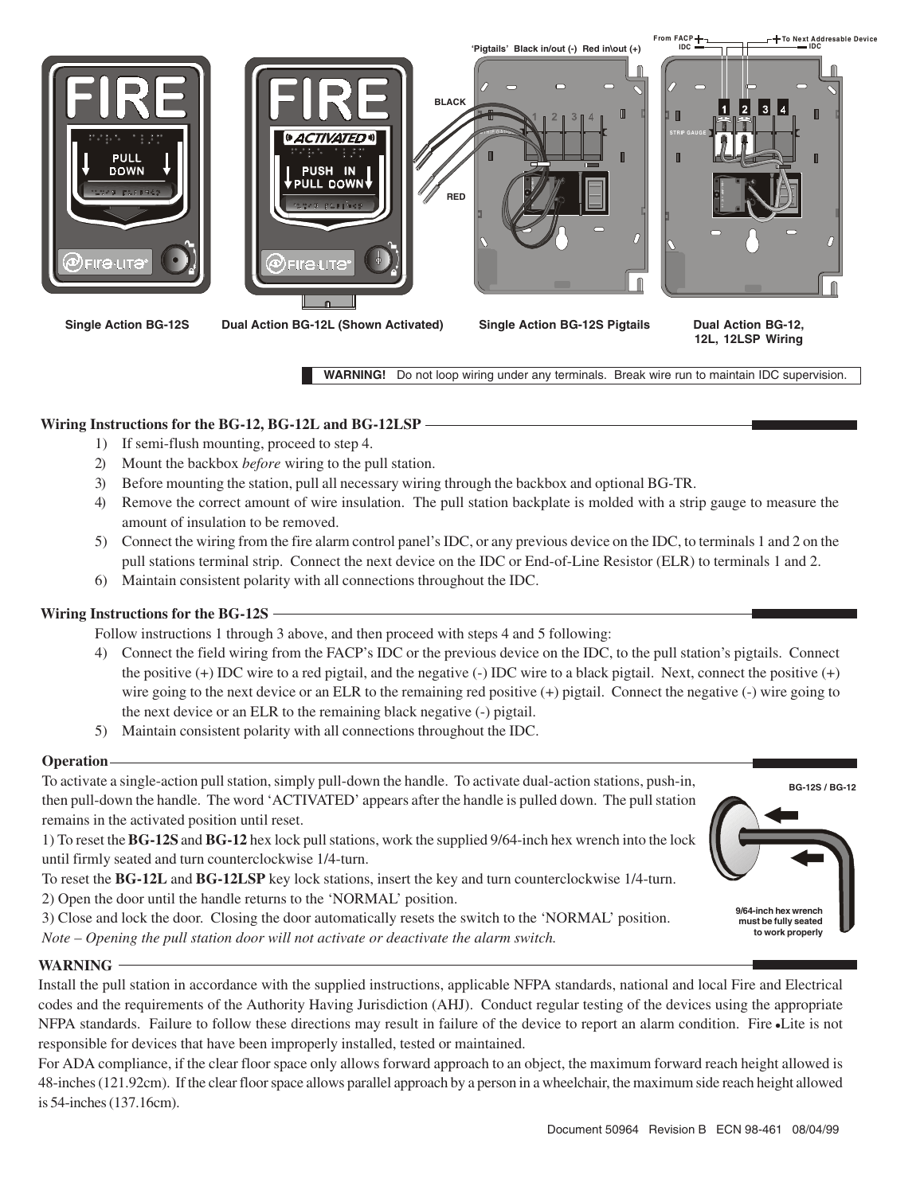Single Action BG-12S

Dual Action BG-12L (Shown Activated)

Single Action BG-12S Pigtails

Dual Action BG-12, 12L, 12LSP Wiring

**WARNING!** Do not loop wiring under any terminals. Break wire run to maintain IDC supervision.

## Wiring Instructions for the BG-12, BG-12L and BG-12LSP

1) If semi-flush mounting, proceed to step 4.
2) Mount the backbox *before* wiring to the pull station.
3) Before mounting the station, pull all necessary wiring through the backbox and optional BG-TR.
4) Remove the correct amount of wire insulation. The pull station backplate is molded with a strip gauge to measure the amount of insulation to be removed.
5) Connect the wiring from the fire alarm control panel's IDC, or any previous device on the IDC, to terminals 1 and 2 on the pull stations terminal strip. Connect the next device on the IDC or End-of-Line Resistor (ELR) to terminals 1 and 2.
6) Maintain consistent polarity with all connections throughout the IDC.

## Wiring Instructions for the BG-12S

Follow instructions 1 through 3 above, and then proceed with steps 4 and 5 following:

4) Connect the field wiring from the FACP's IDC or the previous device on the IDC, to the pull station's pigtails. Connect the positive (+) IDC wire to a red pigtail, and the negative (-) IDC wire to a black pigtail. Next, connect the positive (+) wire going to the next device or an ELR to the remaining red positive (+) pigtail. Connect the negative (-) wire going to the next device or an ELR to the remaining black negative (-) pigtail.
5) Maintain consistent polarity with all connections throughout the IDC.

## Operation

To activate a single-action pull station, simply pull-down the handle. To activate dual-action stations, push-in, then pull-down the handle. The word 'ACTIVATED' appears after the handle is pulled down. The pull station remains in the activated position until reset.

1) To reset the **BG-12S** and **BG-12** hex lock pull stations, work the supplied 9/64-inch hex wrench into the lock until firmly seated and turn counterclockwise 1/4-turn.

To reset the **BG-12L** and **BG-12LSP** key lock stations, insert the key and turn counterclockwise 1/4-turn.

2) Open the door until the handle returns to the 'NORMAL' position.

3) Close and lock the door. Closing the door automatically resets the switch to the 'NORMAL' position.

*Note – Opening the pull station door will not activate or deactivate the alarm switch.*

BG-12S / BG-12

9/64-inch hex wrench must be fully seated to work properly

## WARNING

Install the pull station in accordance with the supplied instructions, applicable NFPA standards, national and local Fire and Electrical codes and the requirements of the Authority Having Jurisdiction (AHJ). Conduct regular testing of the devices using the appropriate NFPA standards. Failure to follow these directions may result in failure of the device to report an alarm condition. Fire•Lite is not responsible for devices that have been improperly installed, tested or maintained.

For ADA compliance, if the clear floor space only allows forward approach to an object, the maximum forward reach height allowed is 48-inches (121.92cm). If the clear floor space allows parallel approach by a person in a wheelchair, the maximum side reach height allowed is 54-inches (137.16cm).

Document 50964 Revision B ECN 98-461 08/04/99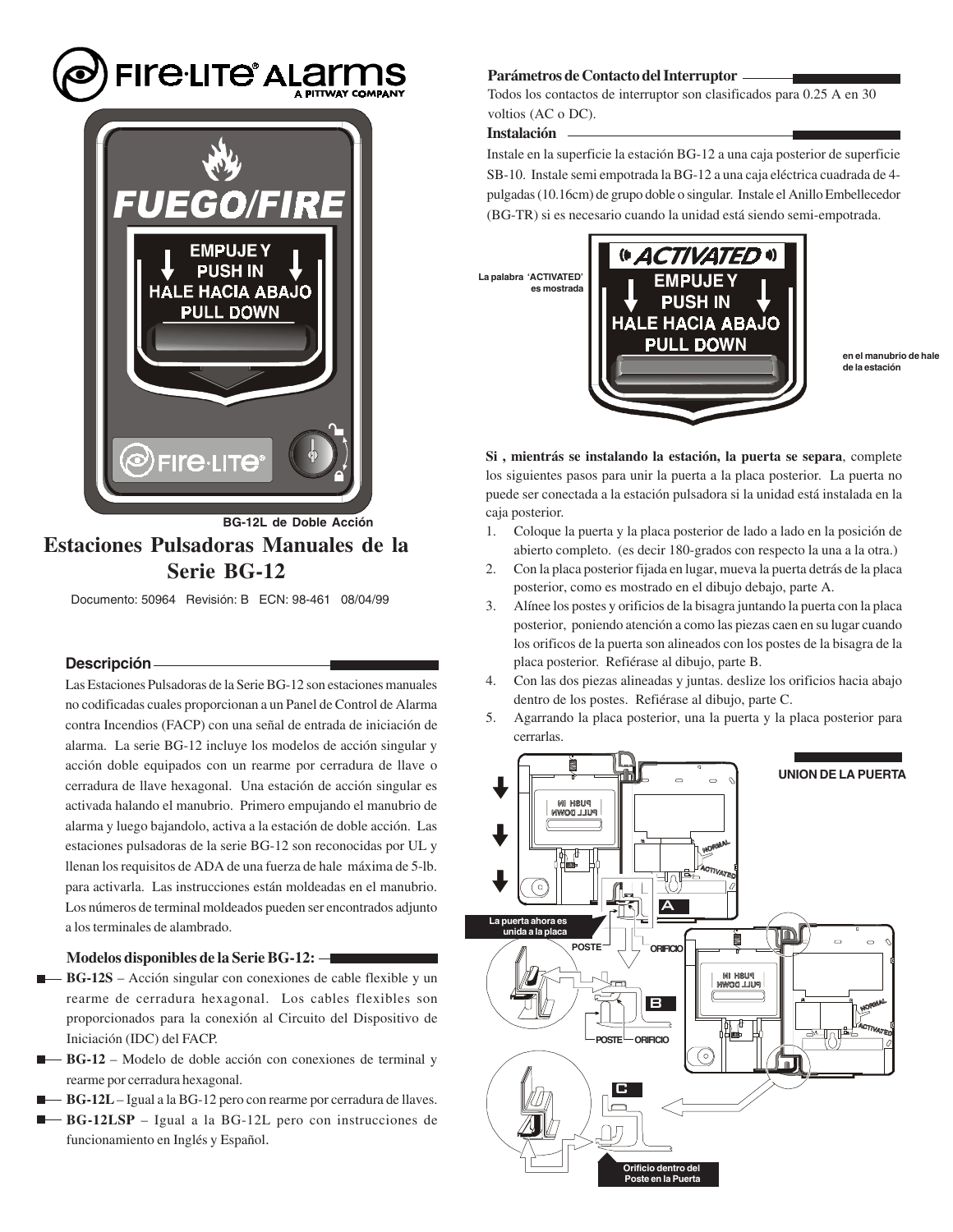Fire·Lite® Alarms
A PITTWAY COMPANY

BG-12L de Doble Acción

# Estaciones Pulsadoras Manuales de la Serie BG-12

Documento: 50964 Revisión: B ECN: 98-461 08/04/99

## Descripción

Las Estaciones Pulsadoras de la Serie BG-12 son estaciones manuales no codificadas cuales proporcionan a un Panel de Control de Alarma contra Incendios (FACP) con una señal de entrada de iniciación de alarma. La serie BG-12 incluye los modelos de acción singular y acción doble equipados con un rearme por cerradura de llave o cerradura de llave hexagonal. Una estación de acción singular es activada halando el manubrio. Primero empujando el manubrio de alarma y luego bajandolo, activa a la estación de doble acción. Las estaciones pulsadoras de la serie BG-12 son reconocidas por UL y llenan los requisitos de ADA de una fuerza de hale máxima de 5-lb. para activarla. Las instrucciones están moldeadas en el manubrio. Los números de terminal moldeados pueden ser encontrados adjunto a los terminales de alambrado.

### Modelos disponibles de la Serie BG-12:

- **BG-12S** – Acción singular con conexiones de cable flexible y un rearme de cerradura hexagonal. Los cables flexibles son proporcionados para la conexión al Circuito del Dispositivo de Iniciación (IDC) del FACP.
- **BG-12** – Modelo de doble acción con conexiones de terminal y rearme por cerradura hexagonal.
- **BG-12L** – Igual a la BG-12 pero con rearme por cerradura de llaves.
- **BG-12LSP** – Igual a la BG-12L pero con instrucciones de funcionamiento en Inglés y Español.

## Parámetros de Contacto del Interruptor

Todos los contactos de interruptor son clasificados para 0.25 A en 30 voltios (AC o DC).

## Instalación

Instale en la superficie la estación BG-12 a una caja posterior de superficie SB-10. Instale semi empotrada la BG-12 a una caja eléctrica cuadrada de 4-pulgadas (10.16cm) de grupo doble o singular. Instale el Anillo Embellecedor (BG-TR) si es necesario cuando la unidad está siendo semi-empotrada.

La palabra 'ACTIVATED' es mostrada en el manubrio de hale de la estación

**Si , mientrás se instalando la estación, la puerta se separa**, complete los siguientes pasos para unir la puerta a la placa posterior. La puerta no puede ser conectada a la estación pulsadora si la unidad está instalada en la caja posterior.

1. Coloque la puerta y la placa posterior de lado a lado en la posición de abierto completo. (es decir 180-grados con respecto la una a la otra.)
2. Con la placa posterior fijada en lugar, mueva la puerta detrás de la placa posterior, como es mostrado en el dibujo debajo, parte A.
3. Alínee los postes y orificios de la bisagra juntando la puerta con la placa posterior, poniendo atención a como las piezas caen en su lugar cuando los orificos de la puerta son alineados con los postes de la bisagra de la placa posterior. Refiérase al dibujo, parte B.
4. Con las dos piezas alineadas y juntas. deslize los orificios hacia abajo dentro de los postes. Refiérase al dibujo, parte C.
5. Agarrando la placa posterior, una la puerta y la placa posterior para cerrarlas.

UNION DE LA PUERTA

La puerta ahora es unida a la placa

Orificio dentro del Poste en la Puerta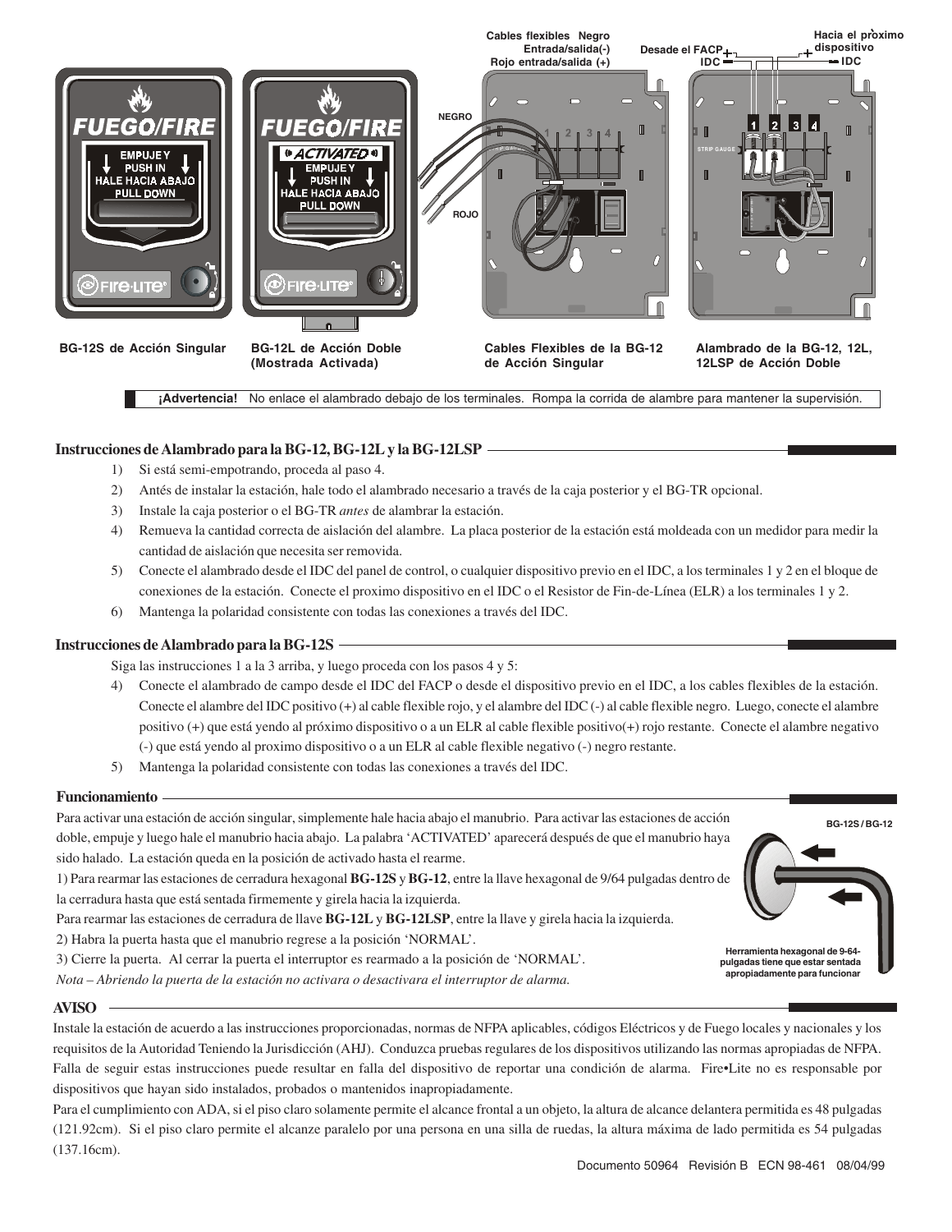Cables flexibles Negro Entrada/salida(-) Rojo entrada/salida (+)

Desde el FACP IDC

Hacia el próximo dispositivo IDC

NEGRO

ROJO

BG-12S de Acción Singular

BG-12L de Acción Doble (Mostrada Activada)

Cables Flexibles de la BG-12 de Acción Singular

Alambrado de la BG-12, 12L, 12LSP de Acción Doble

**¡Advertencia!** No enlace el alambrado debajo de los terminales. Rompa la corrida de alambre para mantener la supervisión.

## Instrucciones de Alambrado para la BG-12, BG-12L y la BG-12LSP

1) Si está semi-empotrando, proceda al paso 4.
2) Antés de instalar la estación, hale todo el alambrado necesario a través de la caja posterior y el BG-TR opcional.
3) Instale la caja posterior o el BG-TR *antes* de alambrar la estación.
4) Remueva la cantidad correcta de aislación del alambre. La placa posterior de la estación está moldeada con un medidor para medir la cantidad de aislación que necesita ser removida.
5) Conecte el alambrado desde el IDC del panel de control, o cualquier dispositivo previo en el IDC, a los terminales 1 y 2 en el bloque de conexiones de la estación. Conecte el proximo dispositivo en el IDC o el Resistor de Fin-de-Línea (ELR) a los terminales 1 y 2.
6) Mantenga la polaridad consistente con todas las conexiones a través del IDC.

## Instrucciones de Alambrado para la BG-12S

Siga las instrucciones 1 a la 3 arriba, y luego proceda con los pasos 4 y 5:

4) Conecte el alambrado de campo desde el IDC del FACP o desde el dispositivo previo en el IDC, a los cables flexibles de la estación. Conecte el alambre del IDC positivo (+) al cable flexible rojo, y el alambre del IDC (-) al cable flexible negro. Luego, conecte el alambre positivo (+) que está yendo al próximo dispositivo o a un ELR al cable flexible positivo(+) rojo restante. Conecte el alambre negativo (-) que está yendo al proximo dispositivo o a un ELR al cable flexible negativo (-) negro restante.
5) Mantenga la polaridad consistente con todas las conexiones a través del IDC.

## Funcionamiento

Para activar una estación de acción singular, simplemente hale hacia abajo el manubrio. Para activar las estaciones de acción doble, empuje y luego hale el manubrio hacia abajo. La palabra 'ACTIVATED' aparecerá después de que el manubrio haya sido halado. La estación queda en la posición de activado hasta el rearme.

1) Para rearmar las estaciones de cerradura hexagonal **BG-12S** y **BG-12**, entre la llave hexagonal de 9/64 pulgadas dentro de la cerradura hasta que está sentada firmemente y girela hacia la izquierda.

Para rearmar las estaciones de cerradura de llave **BG-12L** y **BG-12LSP**, entre la llave y girela hacia la izquierda.

2) Habra la puerta hasta que el manubrio regrese a la posición 'NORMAL'.

3) Cierre la puerta. Al cerrar la puerta el interruptor es rearmado a la posición de 'NORMAL'.

*Nota – Abriendo la puerta de la estación no activara o desactivara el interruptor de alarma.*

BG-12S / BG-12

Herramienta hexagonal de 9-64-pulgadas tiene que estar sentada apropiadamente para funcionar

## AVISO

Instale la estación de acuerdo a las instrucciones proporcionadas, normas de NFPA aplicables, códigos Eléctricos y de Fuego locales y nacionales y los requisitos de la Autoridad Teniendo la Jurisdicción (AHJ). Conduzca pruebas regulares de los dispositivos utilizando las normas apropiadas de NFPA. Falla de seguir estas instrucciones puede resultar en falla del dispositivo de reportar una condición de alarma. Fire•Lite no es responsable por dispositivos que hayan sido instalados, probados o mantenidos inapropiadamente.

Para el cumplimiento con ADA, si el piso claro solamente permite el alcance frontal a un objeto, la altura de alcance delantera permitida es 48 pulgadas (121.92cm). Si el piso claro permite el alcanze paralelo por una persona en una silla de ruedas, la altura máxima de lado permitida es 54 pulgadas (137.16cm).

Documento 50964 Revisión B ECN 98-461 08/04/99